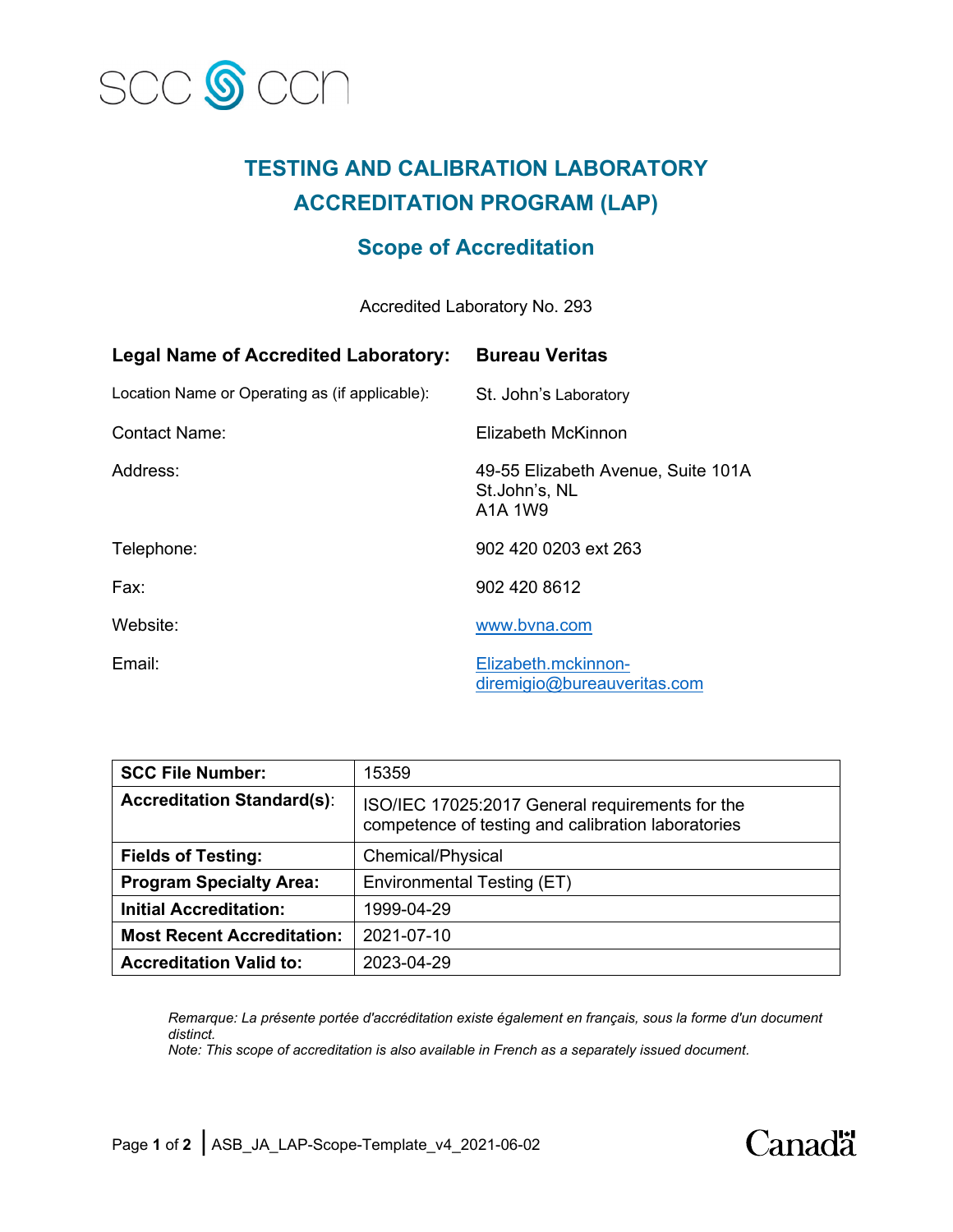# TESTING AND CALIBRATION LABORATORY ACCREDITATION PROGRAM (LAP)

## Scope of Accreditation

Accredited Laboratory No. 293

| | |
|---|---|
| **Legal Name of Accredited Laboratory:** | **Bureau Veritas** |
| Location Name or Operating as (if applicable): | St. John's Laboratory |
| Contact Name: | Elizabeth McKinnon |
| Address: | 49-55 Elizabeth Avenue, Suite 101A<br>St.John's, NL<br>A1A 1W9 |
| Telephone: | 902 420 0203 ext 263 |
| Fax: | 902 420 8612 |
| Website: | www.bvna.com |
| Email: | Elizabeth.mckinnon-diremigio@bureauveritas.com |

| | |
|---|---|
| **SCC File Number:** | 15359 |
| **Accreditation Standard(s)**: | ISO/IEC 17025:2017 General requirements for the competence of testing and calibration laboratories |
| **Fields of Testing:** | Chemical/Physical |
| **Program Specialty Area:** | Environmental Testing (ET) |
| **Initial Accreditation:** | 1999-04-29 |
| **Most Recent Accreditation:** | 2021-07-10 |
| **Accreditation Valid to:** | 2023-04-29 |

*Remarque: La présente portée d'accréditation existe également en français, sous la forme d'un document distinct.*
*Note: This scope of accreditation is also available in French as a separately issued document.*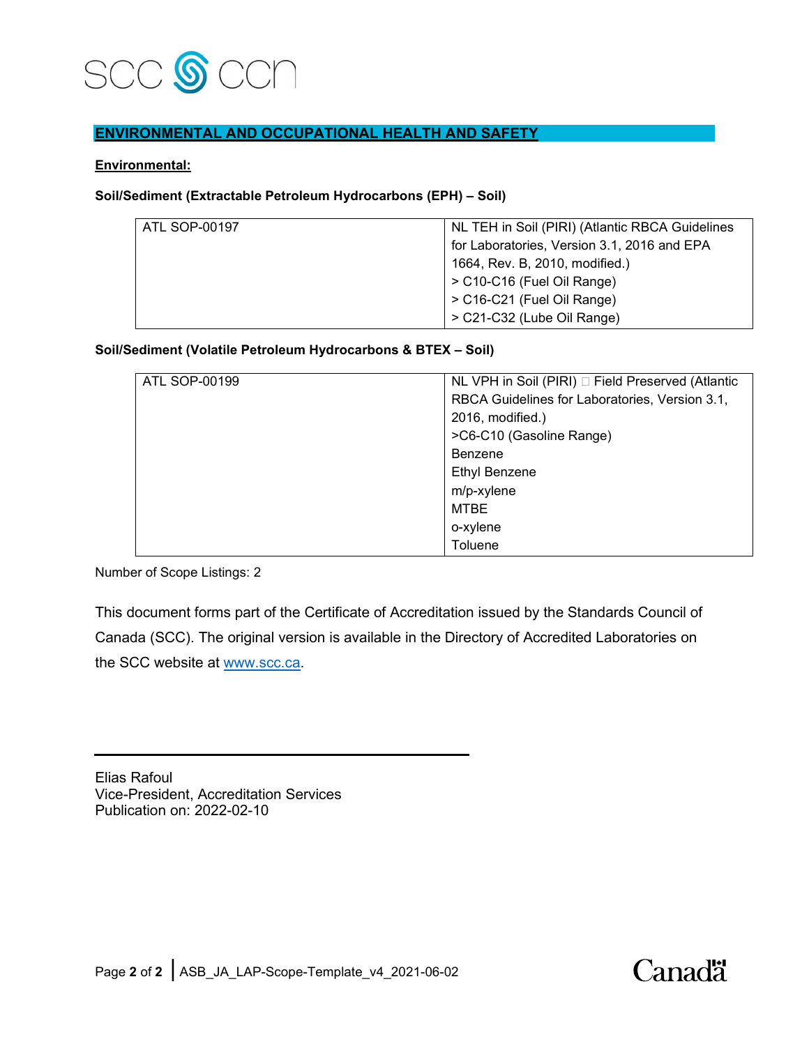## ENVIRONMENTAL AND OCCUPATIONAL HEALTH AND SAFETY

**Environmental:**

**Soil/Sediment (Extractable Petroleum Hydrocarbons (EPH) – Soil)**

| | |
|---|---|
| ATL SOP-00197 | NL TEH in Soil (PIRI) (Atlantic RBCA Guidelines for Laboratories, Version 3.1, 2016 and EPA 1664, Rev. B, 2010, modified.)<br>> C10-C16 (Fuel Oil Range)<br>> C16-C21 (Fuel Oil Range)<br>> C21-C32 (Lube Oil Range) |

**Soil/Sediment (Volatile Petroleum Hydrocarbons & BTEX – Soil)**

| | |
|---|---|
| ATL SOP-00199 | NL VPH in Soil (PIRI)  Field Preserved (Atlantic RBCA Guidelines for Laboratories, Version 3.1, 2016, modified.)<br>>C6-C10 (Gasoline Range)<br>Benzene<br>Ethyl Benzene<br>m/p-xylene<br>MTBE<br>o-xylene<br>Toluene |

Number of Scope Listings: 2

This document forms part of the Certificate of Accreditation issued by the Standards Council of Canada (SCC). The original version is available in the Directory of Accredited Laboratories on the SCC website at www.scc.ca.

Elias Rafoul
Vice-President, Accreditation Services
Publication on: 2022-02-10